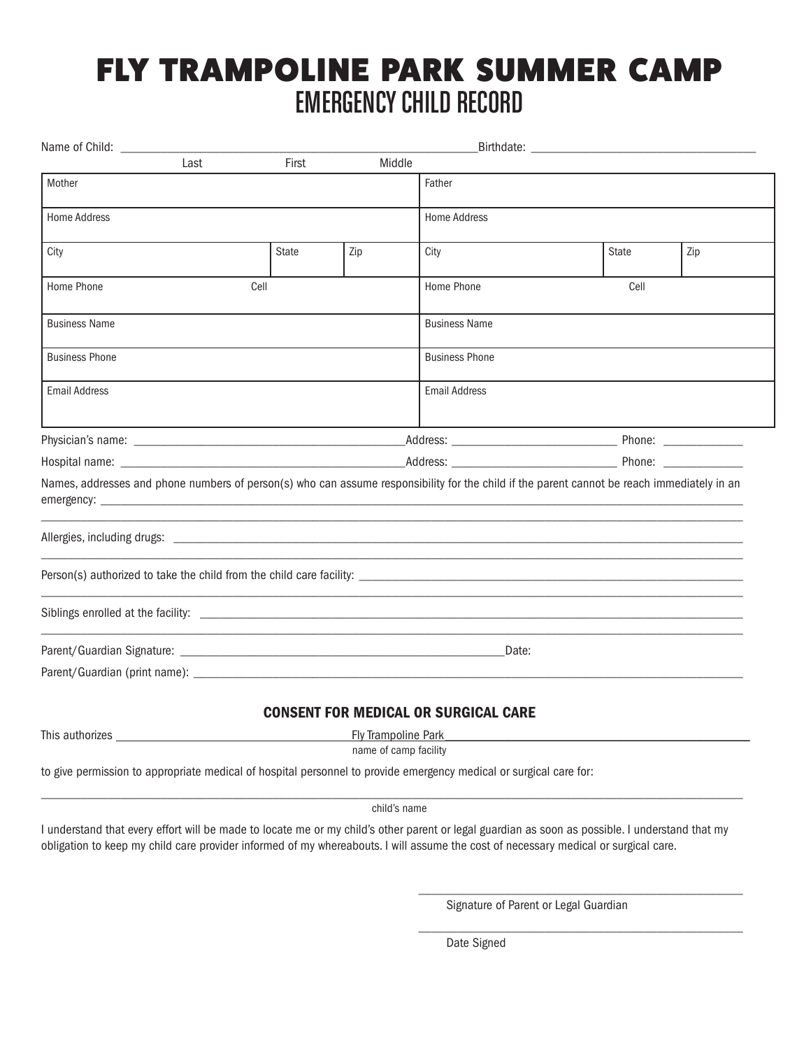# FLY TRAMPOLINE PARK SUMMER CAMP

## EMERGENCY CHILD RECORD

Name of Child: ______________________________________________ Birthdate: ______________________________

Last First Middle

| Mother | | | Father | | |
|---|---|---|---|---|---|
| Home Address | | | Home Address | | |
| City | State | Zip | City | State | Zip |
| Home Phone Cell | | | Home Phone Cell | | |
| Business Name | | | Business Name | | |
| Business Phone | | | Business Phone | | |
| Email Address | | | Email Address | | |

Physician's name: ________________________________ Address: ____________________ Phone: __________

Hospital name: ________________________________ Address: ____________________ Phone: __________

Names, addresses and phone numbers of person(s) who can assume responsibility for the child if the parent cannot be reach immediately in an emergency: ______________________________________________________________________________

______________________________________________________________________________

Allergies, including drugs: ______________________________________________________________________________

______________________________________________________________________________

Person(s) authorized to take the child from the child care facility: __________________________________________

______________________________________________________________________________

Siblings enrolled at the facility: ______________________________________________________________________________

______________________________________________________________________________

Parent/Guardian Signature: ____________________________________________ Date:

Parent/Guardian (print name): ______________________________________________________________________________

### CONSENT FOR MEDICAL OR SURGICAL CARE

This authorizes ______________________ Fly Trampoline Park ______________________

name of camp facility

to give permission to appropriate medical of hospital personnel to provide emergency medical or surgical care for:

______________________________________________________________________________

child's name

I understand that every effort will be made to locate me or my child's other parent or legal guardian as soon as possible. I understand that my obligation to keep my child care provider informed of my whereabouts. I will assume the cost of necessary medical or surgical care.

______________________________________________

Signature of Parent or Legal Guardian

______________________________________________

Date Signed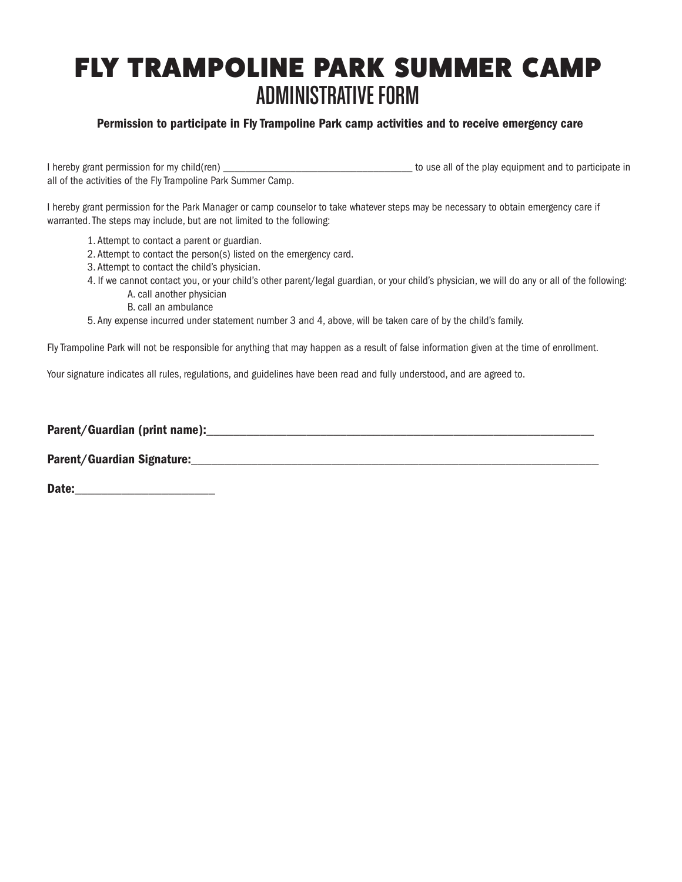# FLY TRAMPOLINE PARK SUMMER CAMP

## ADMINISTRATIVE FORM

### Permission to participate in Fly Trampoline Park camp activities and to receive emergency care

I hereby grant permission for my child(ren) ______________________________________ to use all of the play equipment and to participate in all of the activities of the Fly Trampoline Park Summer Camp.

I hereby grant permission for the Park Manager or camp counselor to take whatever steps may be necessary to obtain emergency care if warranted. The steps may include, but are not limited to the following:

1. Attempt to contact a parent or guardian.
2. Attempt to contact the person(s) listed on the emergency card.
3. Attempt to contact the child's physician.
4. If we cannot contact you, or your child's other parent/legal guardian, or your child's physician, we will do any or all of the following:
   - A. call another physician
   - B. call an ambulance
5. Any expense incurred under statement number 3 and 4, above, will be taken care of by the child's family.

Fly Trampoline Park will not be responsible for anything that may happen as a result of false information given at the time of enrollment.

Your signature indicates all rules, regulations, and guidelines have been read and fully understood, and are agreed to.

**Parent/Guardian (print name):**______________________________________________________________________

**Parent/Guardian Signature:**________________________________________________________________________

**Date:**________________________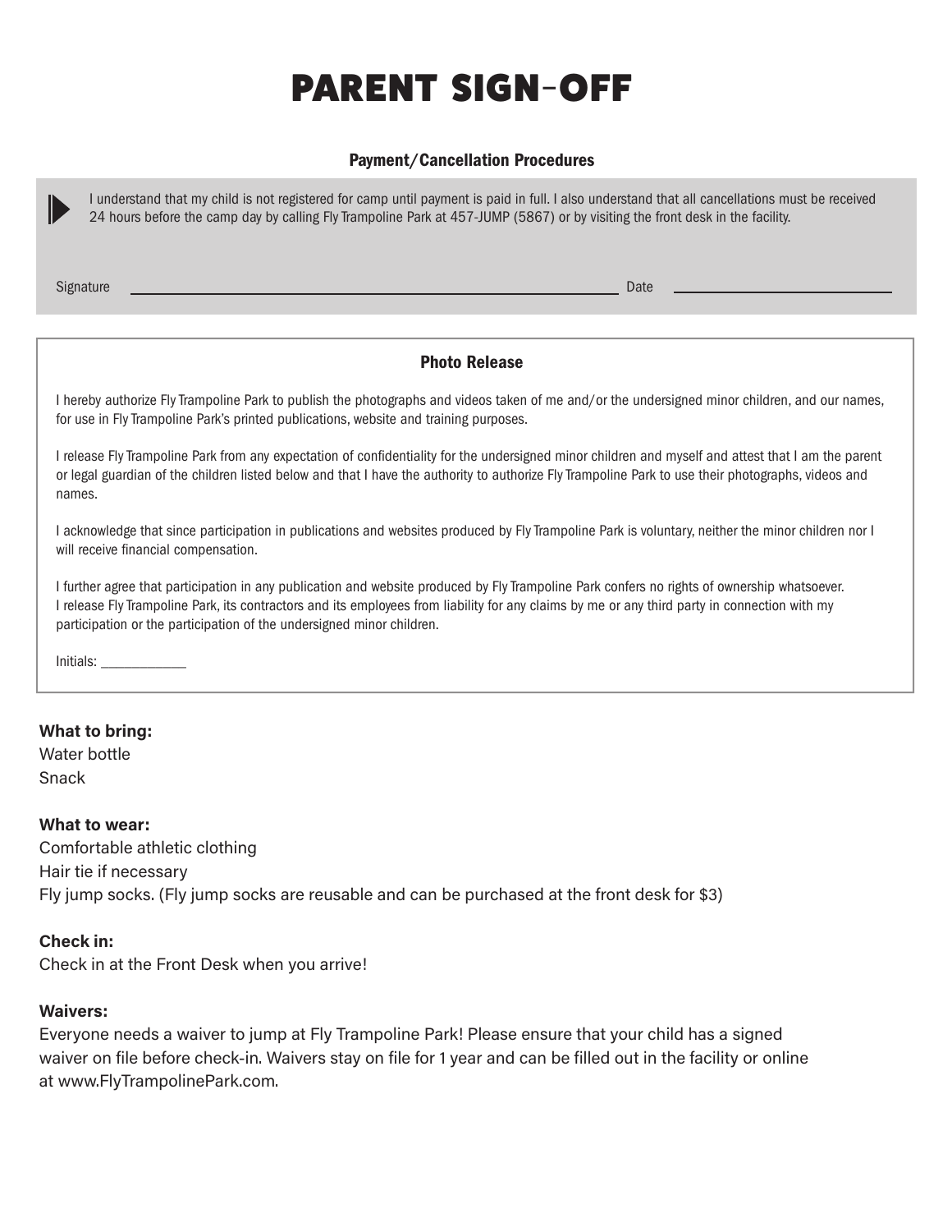# PARENT SIGN-OFF

### Payment/Cancellation Procedures

I understand that my child is not registered for camp until payment is paid in full. I also understand that all cancellations must be received 24 hours before the camp day by calling Fly Trampoline Park at 457-JUMP (5867) or by visiting the front desk in the facility.

Signature ______________________________ Date ______________

### Photo Release

I hereby authorize Fly Trampoline Park to publish the photographs and videos taken of me and/or the undersigned minor children, and our names, for use in Fly Trampoline Park's printed publications, website and training purposes.

I release Fly Trampoline Park from any expectation of confidentiality for the undersigned minor children and myself and attest that I am the parent or legal guardian of the children listed below and that I have the authority to authorize Fly Trampoline Park to use their photographs, videos and names.

I acknowledge that since participation in publications and websites produced by Fly Trampoline Park is voluntary, neither the minor children nor I will receive financial compensation.

I further agree that participation in any publication and website produced by Fly Trampoline Park confers no rights of ownership whatsoever. I release Fly Trampoline Park, its contractors and its employees from liability for any claims by me or any third party in connection with my participation or the participation of the undersigned minor children.

Initials: ____________

**What to bring:**
Water bottle
Snack

**What to wear:**
Comfortable athletic clothing
Hair tie if necessary
Fly jump socks. (Fly jump socks are reusable and can be purchased at the front desk for $3)

**Check in:**
Check in at the Front Desk when you arrive!

**Waivers:**
Everyone needs a waiver to jump at Fly Trampoline Park! Please ensure that your child has a signed waiver on file before check-in. Waivers stay on file for 1 year and can be filled out in the facility or online at www.FlyTrampolinePark.com.